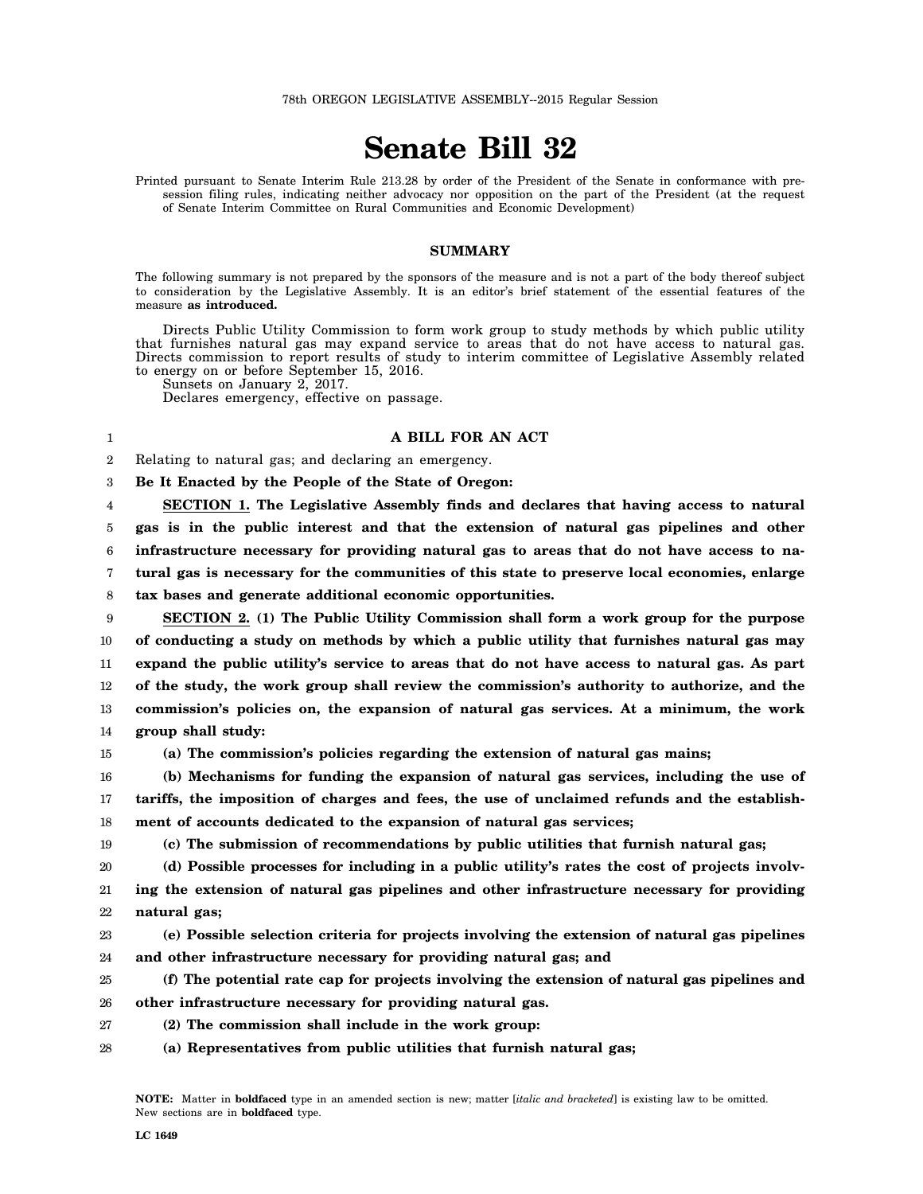78th OREGON LEGISLATIVE ASSEMBLY--2015 Regular Session

# Senate Bill 32

Printed pursuant to Senate Interim Rule 213.28 by order of the President of the Senate in conformance with presession filing rules, indicating neither advocacy nor opposition on the part of the President (at the request of Senate Interim Committee on Rural Communities and Economic Development)

## SUMMARY

The following summary is not prepared by the sponsors of the measure and is not a part of the body thereof subject to consideration by the Legislative Assembly. It is an editor's brief statement of the essential features of the measure **as introduced.**

Directs Public Utility Commission to form work group to study methods by which public utility that furnishes natural gas may expand service to areas that do not have access to natural gas. Directs commission to report results of study to interim committee of Legislative Assembly related to energy on or before September 15, 2016.

Sunsets on January 2, 2017.

Declares emergency, effective on passage.

**A BILL FOR AN ACT**

Relating to natural gas; and declaring an emergency.

**Be It Enacted by the People of the State of Oregon:**

**SECTION 1. The Legislative Assembly finds and declares that having access to natural gas is in the public interest and that the extension of natural gas pipelines and other infrastructure necessary for providing natural gas to areas that do not have access to natural gas is necessary for the communities of this state to preserve local economies, enlarge tax bases and generate additional economic opportunities.**

**SECTION 2. (1) The Public Utility Commission shall form a work group for the purpose of conducting a study on methods by which a public utility that furnishes natural gas may expand the public utility's service to areas that do not have access to natural gas. As part of the study, the work group shall review the commission's authority to authorize, and the commission's policies on, the expansion of natural gas services. At a minimum, the work group shall study:**

**(a) The commission's policies regarding the extension of natural gas mains;**

**(b) Mechanisms for funding the expansion of natural gas services, including the use of tariffs, the imposition of charges and fees, the use of unclaimed refunds and the establishment of accounts dedicated to the expansion of natural gas services;**

**(c) The submission of recommendations by public utilities that furnish natural gas;**

**(d) Possible processes for including in a public utility's rates the cost of projects involving the extension of natural gas pipelines and other infrastructure necessary for providing natural gas;**

**(e) Possible selection criteria for projects involving the extension of natural gas pipelines and other infrastructure necessary for providing natural gas; and**

**(f) The potential rate cap for projects involving the extension of natural gas pipelines and other infrastructure necessary for providing natural gas.**

**(2) The commission shall include in the work group:**

**(a) Representatives from public utilities that furnish natural gas;**

NOTE: Matter in **boldfaced** type in an amended section is new; matter [*italic and bracketed*] is existing law to be omitted. New sections are in **boldfaced** type.

LC 1649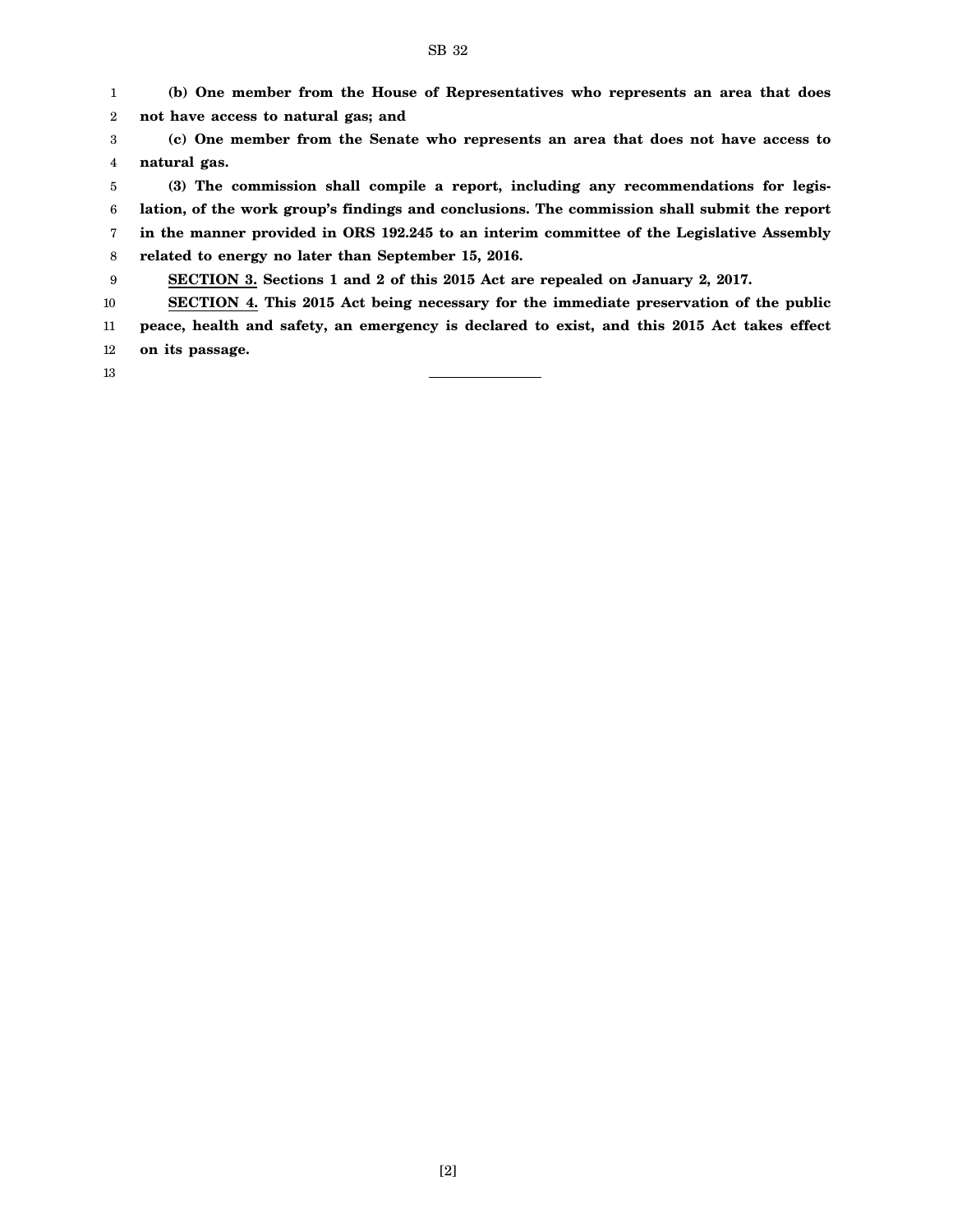**(b) One member from the House of Representatives who represents an area that does not have access to natural gas; and**

**(c) One member from the Senate who represents an area that does not have access to natural gas.**

**(3) The commission shall compile a report, including any recommendations for legislation, of the work group's findings and conclusions. The commission shall submit the report in the manner provided in ORS 192.245 to an interim committee of the Legislative Assembly related to energy no later than September 15, 2016.**

**SECTION 3. Sections 1 and 2 of this 2015 Act are repealed on January 2, 2017.**

**SECTION 4. This 2015 Act being necessary for the immediate preservation of the public peace, health and safety, an emergency is declared to exist, and this 2015 Act takes effect on its passage.**